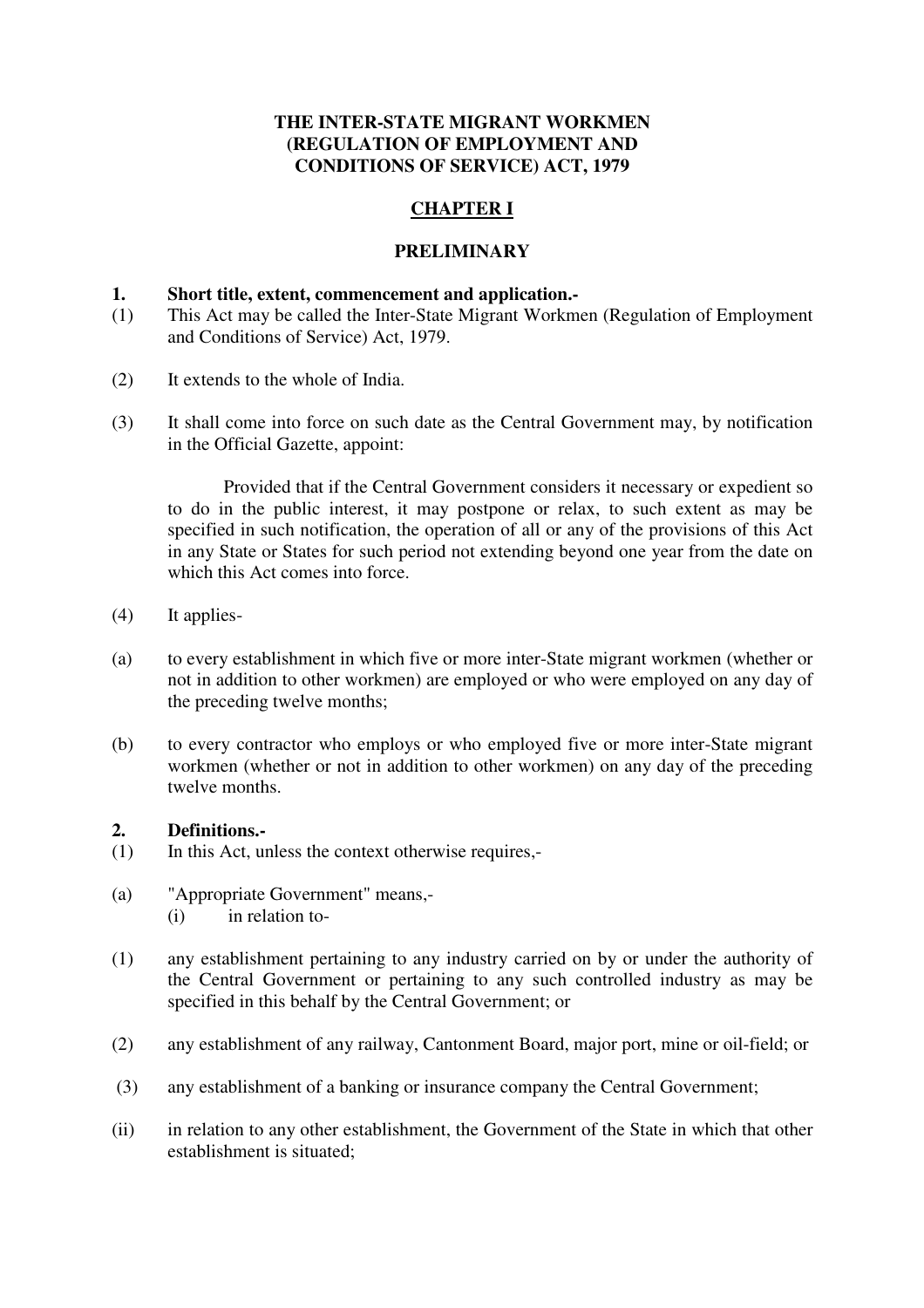# THE INTER-STATE MIGRANT WORKMEN (REGULATION OF EMPLOYMENT AND CONDITIONS OF SERVICE) ACT, 1979

## CHAPTER I

## PRELIMINARY

**1. Short title, extent, commencement and application.-**

(1) This Act may be called the Inter-State Migrant Workmen (Regulation of Employment and Conditions of Service) Act, 1979.

(2) It extends to the whole of India.

(3) It shall come into force on such date as the Central Government may, by notification in the Official Gazette, appoint:

Provided that if the Central Government considers it necessary or expedient so to do in the public interest, it may postpone or relax, to such extent as may be specified in such notification, the operation of all or any of the provisions of this Act in any State or States for such period not extending beyond one year from the date on which this Act comes into force.

(4) It applies-

(a) to every establishment in which five or more inter-State migrant workmen (whether or not in addition to other workmen) are employed or who were employed on any day of the preceding twelve months;

(b) to every contractor who employs or who employed five or more inter-State migrant workmen (whether or not in addition to other workmen) on any day of the preceding twelve months.

**2. Definitions.-**

(1) In this Act, unless the context otherwise requires,-

(a) "Appropriate Government" means,-

(i) in relation to-

(1) any establishment pertaining to any industry carried on by or under the authority of the Central Government or pertaining to any such controlled industry as may be specified in this behalf by the Central Government; or

(2) any establishment of any railway, Cantonment Board, major port, mine or oil-field; or

(3) any establishment of a banking or insurance company the Central Government;

(ii) in relation to any other establishment, the Government of the State in which that other establishment is situated;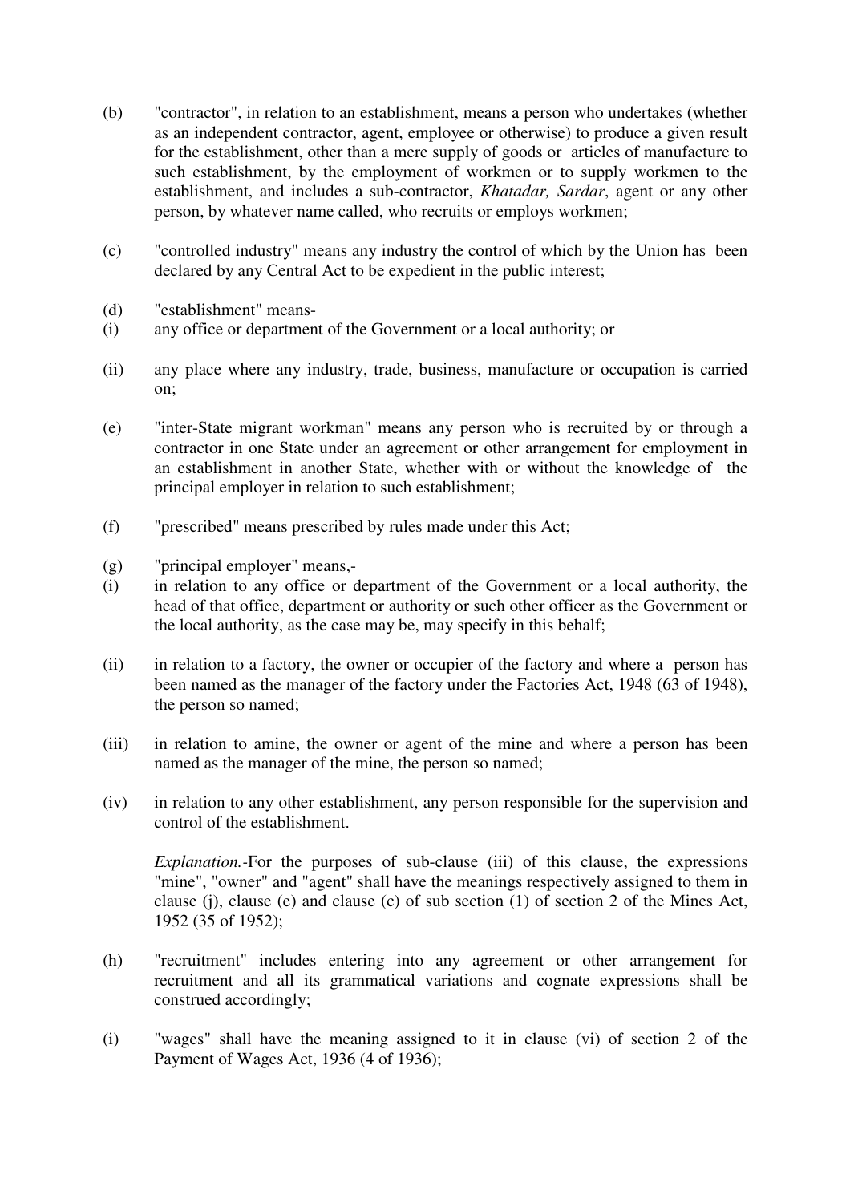(b) "contractor", in relation to an establishment, means a person who undertakes (whether as an independent contractor, agent, employee or otherwise) to produce a given result for the establishment, other than a mere supply of goods or articles of manufacture to such establishment, by the employment of workmen or to supply workmen to the establishment, and includes a sub-contractor, *Khatadar, Sardar*, agent or any other person, by whatever name called, who recruits or employs workmen;

(c) "controlled industry" means any industry the control of which by the Union has been declared by any Central Act to be expedient in the public interest;

(d) "establishment" means-

(i) any office or department of the Government or a local authority; or

(ii) any place where any industry, trade, business, manufacture or occupation is carried on;

(e) "inter-State migrant workman" means any person who is recruited by or through a contractor in one State under an agreement or other arrangement for employment in an establishment in another State, whether with or without the knowledge of the principal employer in relation to such establishment;

(f) "prescribed" means prescribed by rules made under this Act;

(g) "principal employer" means,-

(i) in relation to any office or department of the Government or a local authority, the head of that office, department or authority or such other officer as the Government or the local authority, as the case may be, may specify in this behalf;

(ii) in relation to a factory, the owner or occupier of the factory and where a person has been named as the manager of the factory under the Factories Act, 1948 (63 of 1948), the person so named;

(iii) in relation to amine, the owner or agent of the mine and where a person has been named as the manager of the mine, the person so named;

(iv) in relation to any other establishment, any person responsible for the supervision and control of the establishment.

*Explanation.*-For the purposes of sub-clause (iii) of this clause, the expressions "mine", "owner" and "agent" shall have the meanings respectively assigned to them in clause (j), clause (e) and clause (c) of sub section (1) of section 2 of the Mines Act, 1952 (35 of 1952);

(h) "recruitment" includes entering into any agreement or other arrangement for recruitment and all its grammatical variations and cognate expressions shall be construed accordingly;

(i) "wages" shall have the meaning assigned to it in clause (vi) of section 2 of the Payment of Wages Act, 1936 (4 of 1936);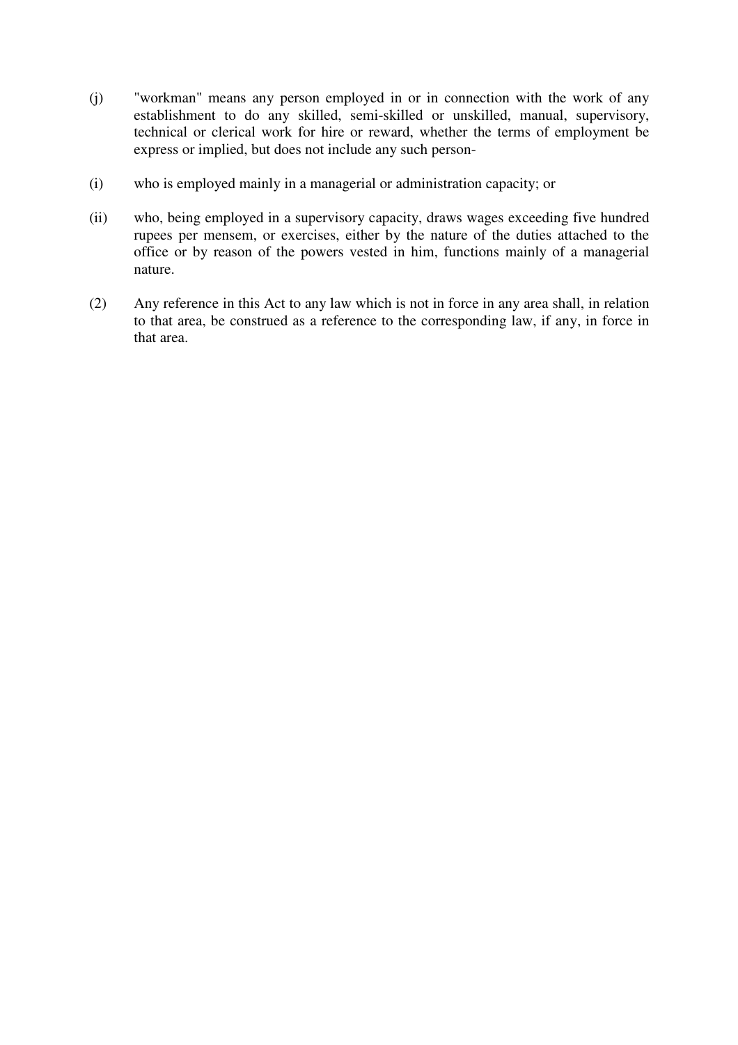(j) "workman" means any person employed in or in connection with the work of any establishment to do any skilled, semi-skilled or unskilled, manual, supervisory, technical or clerical work for hire or reward, whether the terms of employment be express or implied, but does not include any such person-

(i) who is employed mainly in a managerial or administration capacity; or

(ii) who, being employed in a supervisory capacity, draws wages exceeding five hundred rupees per mensem, or exercises, either by the nature of the duties attached to the office or by reason of the powers vested in him, functions mainly of a managerial nature.

(2) Any reference in this Act to any law which is not in force in any area shall, in relation to that area, be construed as a reference to the corresponding law, if any, in force in that area.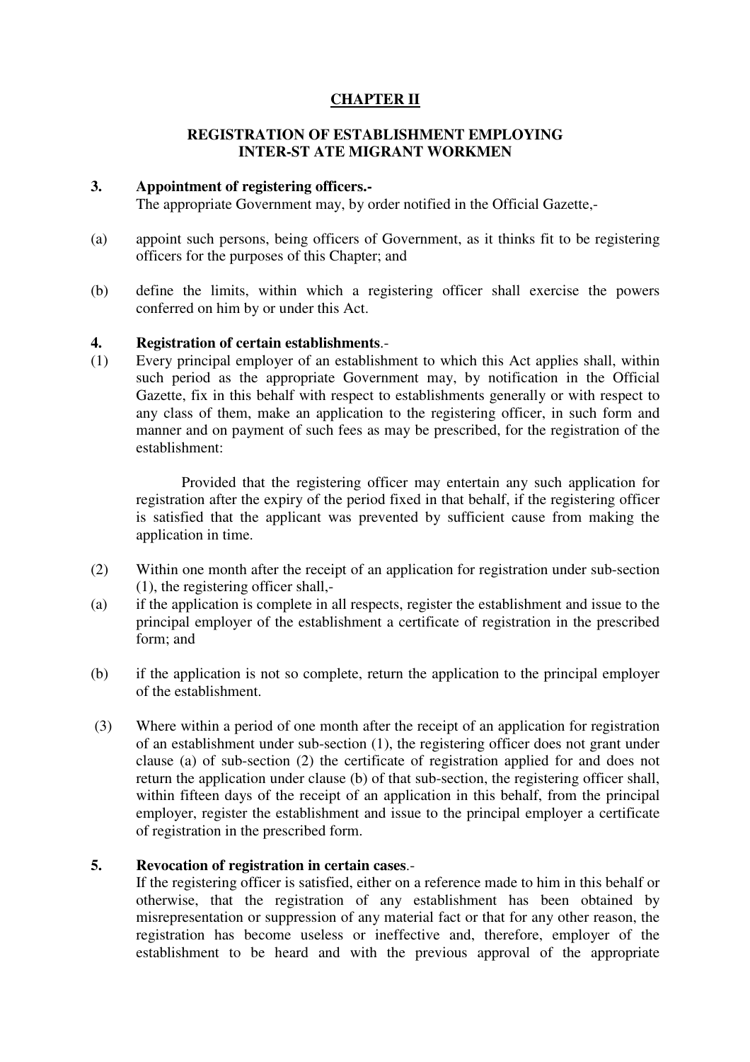## CHAPTER II

### REGISTRATION OF ESTABLISHMENT EMPLOYING INTER-ST ATE MIGRANT WORKMEN

**3. Appointment of registering officers.-**

The appropriate Government may, by order notified in the Official Gazette,-

(a) appoint such persons, being officers of Government, as it thinks fit to be registering officers for the purposes of this Chapter; and

(b) define the limits, within which a registering officer shall exercise the powers conferred on him by or under this Act.

**4. Registration of certain establishments**.-

(1) Every principal employer of an establishment to which this Act applies shall, within such period as the appropriate Government may, by notification in the Official Gazette, fix in this behalf with respect to establishments generally or with respect to any class of them, make an application to the registering officer, in such form and manner and on payment of such fees as may be prescribed, for the registration of the establishment:

Provided that the registering officer may entertain any such application for registration after the expiry of the period fixed in that behalf, if the registering officer is satisfied that the applicant was prevented by sufficient cause from making the application in time.

(2) Within one month after the receipt of an application for registration under sub-section (1), the registering officer shall,-

(a) if the application is complete in all respects, register the establishment and issue to the principal employer of the establishment a certificate of registration in the prescribed form; and

(b) if the application is not so complete, return the application to the principal employer of the establishment.

(3) Where within a period of one month after the receipt of an application for registration of an establishment under sub-section (1), the registering officer does not grant under clause (a) of sub-section (2) the certificate of registration applied for and does not return the application under clause (b) of that sub-section, the registering officer shall, within fifteen days of the receipt of an application in this behalf, from the principal employer, register the establishment and issue to the principal employer a certificate of registration in the prescribed form.

**5. Revocation of registration in certain cases**.-

If the registering officer is satisfied, either on a reference made to him in this behalf or otherwise, that the registration of any establishment has been obtained by misrepresentation or suppression of any material fact or that for any other reason, the registration has become useless or ineffective and, therefore, employer of the establishment to be heard and with the previous approval of the appropriate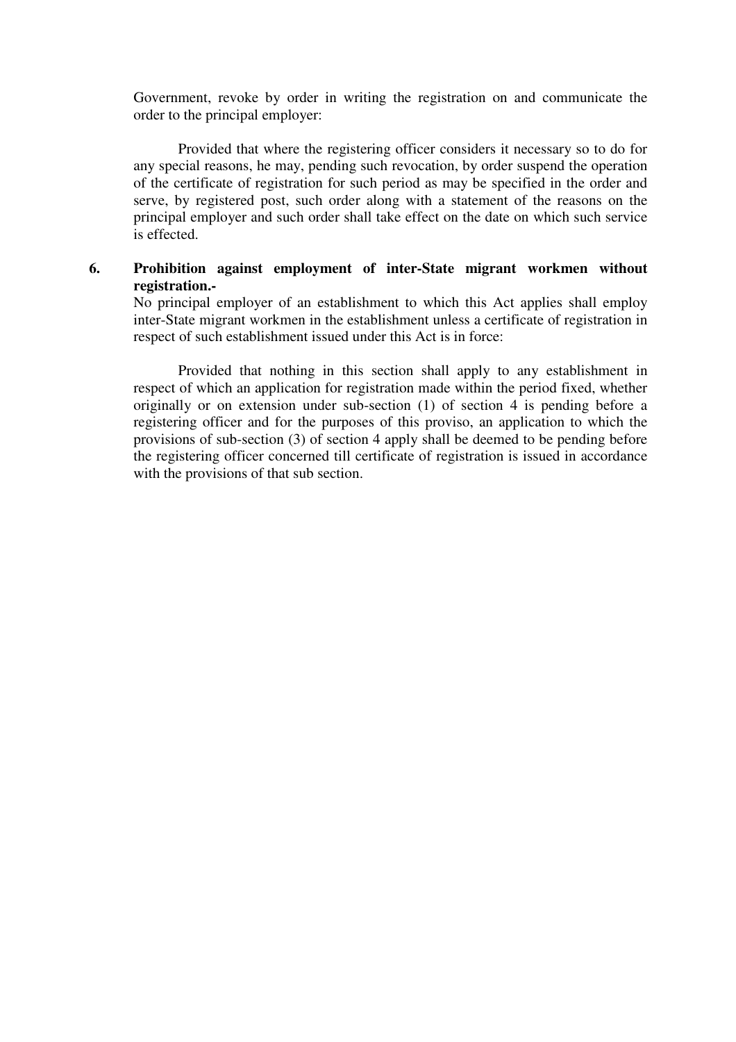Government, revoke by order in writing the registration on and communicate the order to the principal employer:

Provided that where the registering officer considers it necessary so to do for any special reasons, he may, pending such revocation, by order suspend the operation of the certificate of registration for such period as may be specified in the order and serve, by registered post, such order along with a statement of the reasons on the principal employer and such order shall take effect on the date on which such service is effected.

**6. Prohibition against employment of inter-State migrant workmen without registration.-**

No principal employer of an establishment to which this Act applies shall employ inter-State migrant workmen in the establishment unless a certificate of registration in respect of such establishment issued under this Act is in force:

Provided that nothing in this section shall apply to any establishment in respect of which an application for registration made within the period fixed, whether originally or on extension under sub-section (1) of section 4 is pending before a registering officer and for the purposes of this proviso, an application to which the provisions of sub-section (3) of section 4 apply shall be deemed to be pending before the registering officer concerned till certificate of registration is issued in accordance with the provisions of that sub section.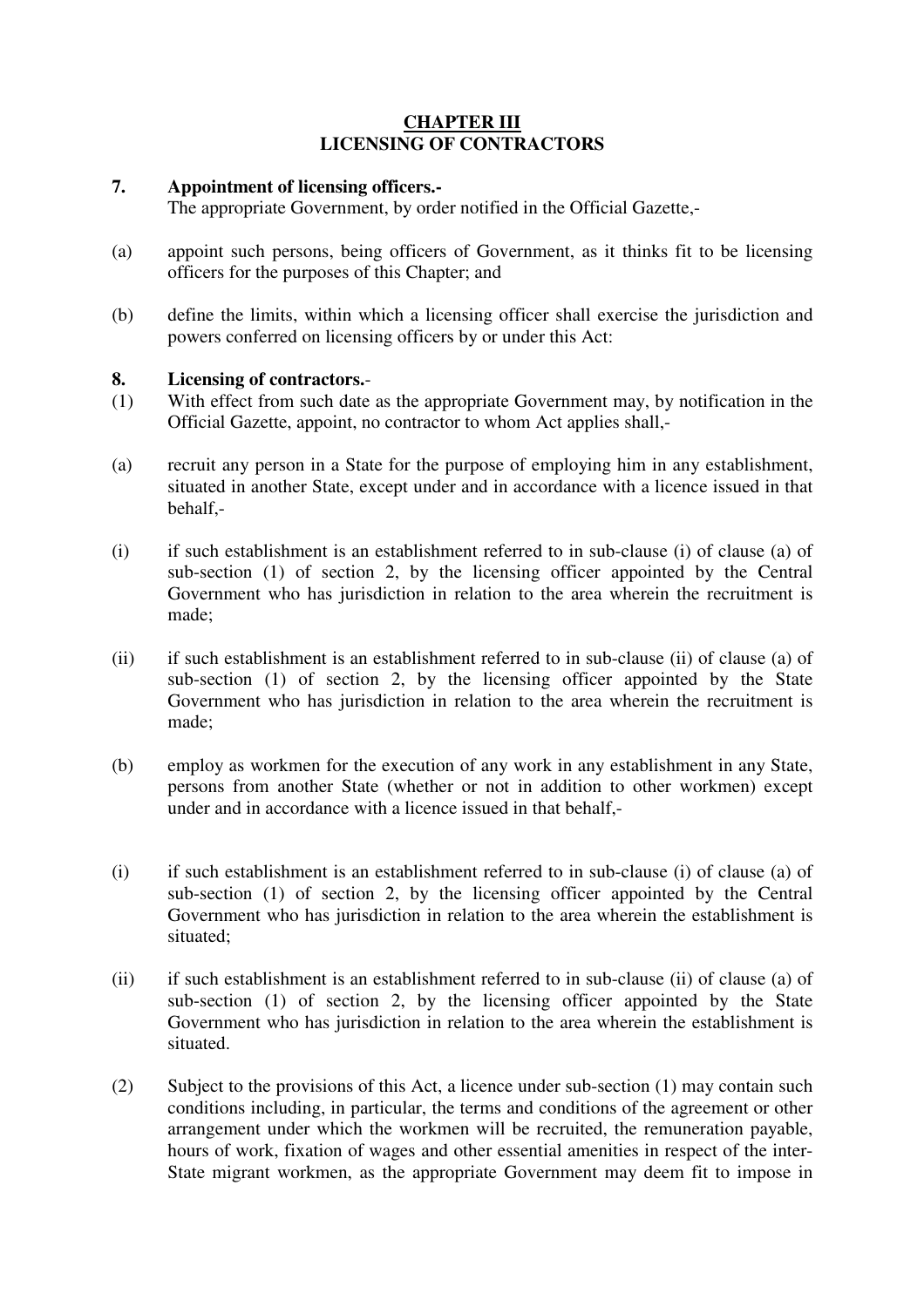## CHAPTER III
## LICENSING OF CONTRACTORS

**7. Appointment of licensing officers.-**
The appropriate Government, by order notified in the Official Gazette,-

(a) appoint such persons, being officers of Government, as it thinks fit to be licensing officers for the purposes of this Chapter; and

(b) define the limits, within which a licensing officer shall exercise the jurisdiction and powers conferred on licensing officers by or under this Act:

**8. Licensing of contractors.**-

(1) With effect from such date as the appropriate Government may, by notification in the Official Gazette, appoint, no contractor to whom Act applies shall,-

(a) recruit any person in a State for the purpose of employing him in any establishment, situated in another State, except under and in accordance with a licence issued in that behalf,-

(i) if such establishment is an establishment referred to in sub-clause (i) of clause (a) of sub-section (1) of section 2, by the licensing officer appointed by the Central Government who has jurisdiction in relation to the area wherein the recruitment is made;

(ii) if such establishment is an establishment referred to in sub-clause (ii) of clause (a) of sub-section (1) of section 2, by the licensing officer appointed by the State Government who has jurisdiction in relation to the area wherein the recruitment is made;

(b) employ as workmen for the execution of any work in any establishment in any State, persons from another State (whether or not in addition to other workmen) except under and in accordance with a licence issued in that behalf,-

(i) if such establishment is an establishment referred to in sub-clause (i) of clause (a) of sub-section (1) of section 2, by the licensing officer appointed by the Central Government who has jurisdiction in relation to the area wherein the establishment is situated;

(ii) if such establishment is an establishment referred to in sub-clause (ii) of clause (a) of sub-section (1) of section 2, by the licensing officer appointed by the State Government who has jurisdiction in relation to the area wherein the establishment is situated.

(2) Subject to the provisions of this Act, a licence under sub-section (1) may contain such conditions including, in particular, the terms and conditions of the agreement or other arrangement under which the workmen will be recruited, the remuneration payable, hours of work, fixation of wages and other essential amenities in respect of the inter-State migrant workmen, as the appropriate Government may deem fit to impose in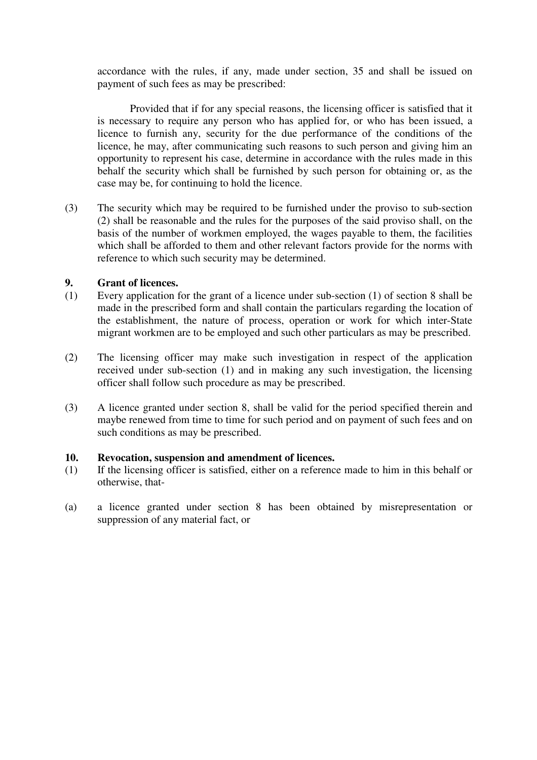accordance with the rules, if any, made under section, 35 and shall be issued on payment of such fees as may be prescribed:

Provided that if for any special reasons, the licensing officer is satisfied that it is necessary to require any person who has applied for, or who has been issued, a licence to furnish any, security for the due performance of the conditions of the licence, he may, after communicating such reasons to such person and giving him an opportunity to represent his case, determine in accordance with the rules made in this behalf the security which shall be furnished by such person for obtaining or, as the case may be, for continuing to hold the licence.

(3) The security which may be required to be furnished under the proviso to sub-section (2) shall be reasonable and the rules for the purposes of the said proviso shall, on the basis of the number of workmen employed, the wages payable to them, the facilities which shall be afforded to them and other relevant factors provide for the norms with reference to which such security may be determined.

**9. Grant of licences.**

(1) Every application for the grant of a licence under sub-section (1) of section 8 shall be made in the prescribed form and shall contain the particulars regarding the location of the establishment, the nature of process, operation or work for which inter-State migrant workmen are to be employed and such other particulars as may be prescribed.

(2) The licensing officer may make such investigation in respect of the application received under sub-section (1) and in making any such investigation, the licensing officer shall follow such procedure as may be prescribed.

(3) A licence granted under section 8, shall be valid for the period specified therein and maybe renewed from time to time for such period and on payment of such fees and on such conditions as may be prescribed.

**10. Revocation, suspension and amendment of licences.**

(1) If the licensing officer is satisfied, either on a reference made to him in this behalf or otherwise, that-

(a) a licence granted under section 8 has been obtained by misrepresentation or suppression of any material fact, or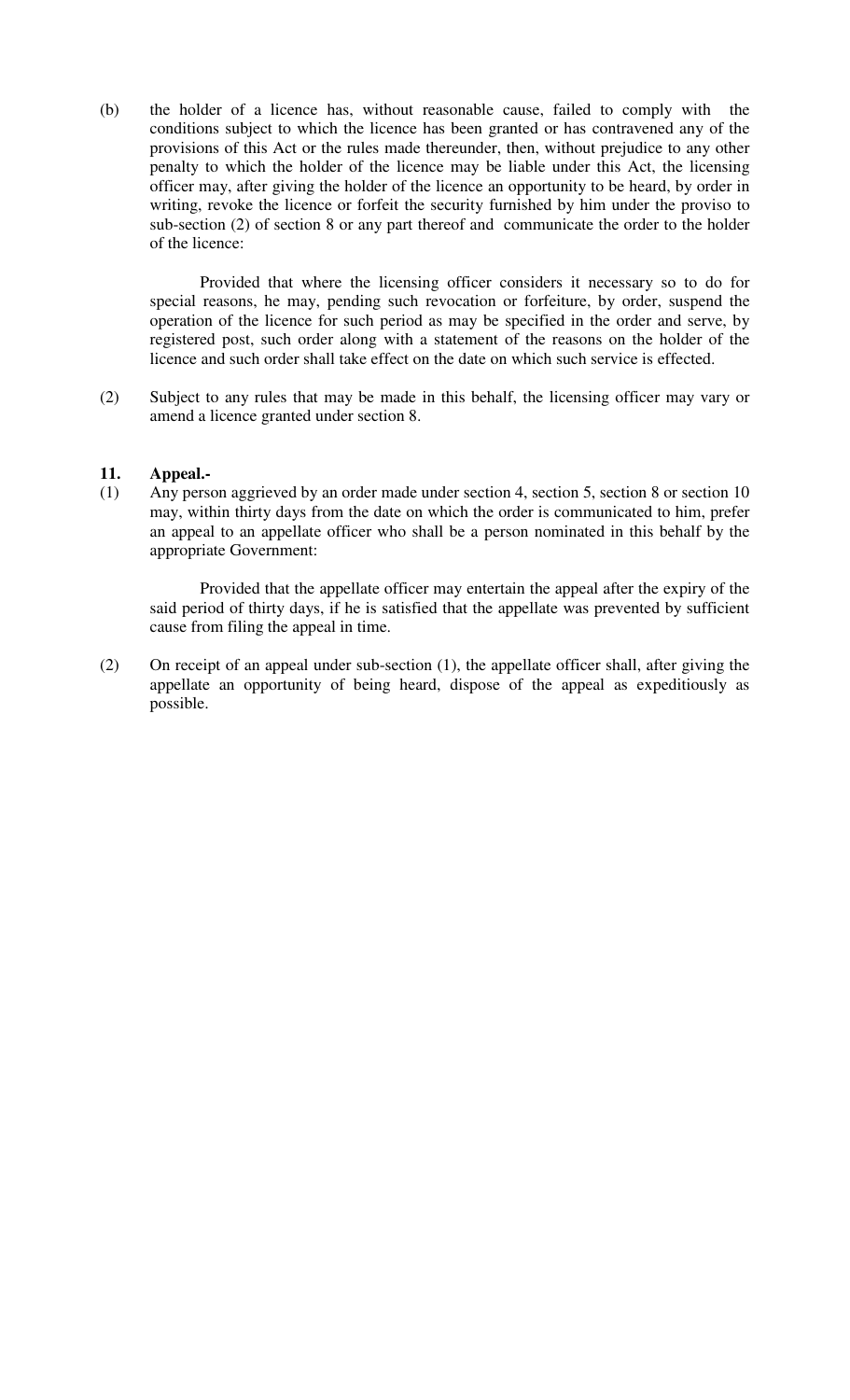(b) the holder of a licence has, without reasonable cause, failed to comply with the conditions subject to which the licence has been granted or has contravened any of the provisions of this Act or the rules made thereunder, then, without prejudice to any other penalty to which the holder of the licence may be liable under this Act, the licensing officer may, after giving the holder of the licence an opportunity to be heard, by order in writing, revoke the licence or forfeit the security furnished by him under the proviso to sub-section (2) of section 8 or any part thereof and communicate the order to the holder of the licence:

Provided that where the licensing officer considers it necessary so to do for special reasons, he may, pending such revocation or forfeiture, by order, suspend the operation of the licence for such period as may be specified in the order and serve, by registered post, such order along with a statement of the reasons on the holder of the licence and such order shall take effect on the date on which such service is effected.

(2) Subject to any rules that may be made in this behalf, the licensing officer may vary or amend a licence granted under section 8.

**11. Appeal.-**

(1) Any person aggrieved by an order made under section 4, section 5, section 8 or section 10 may, within thirty days from the date on which the order is communicated to him, prefer an appeal to an appellate officer who shall be a person nominated in this behalf by the appropriate Government:

Provided that the appellate officer may entertain the appeal after the expiry of the said period of thirty days, if he is satisfied that the appellate was prevented by sufficient cause from filing the appeal in time.

(2) On receipt of an appeal under sub-section (1), the appellate officer shall, after giving the appellate an opportunity of being heard, dispose of the appeal as expeditiously as possible.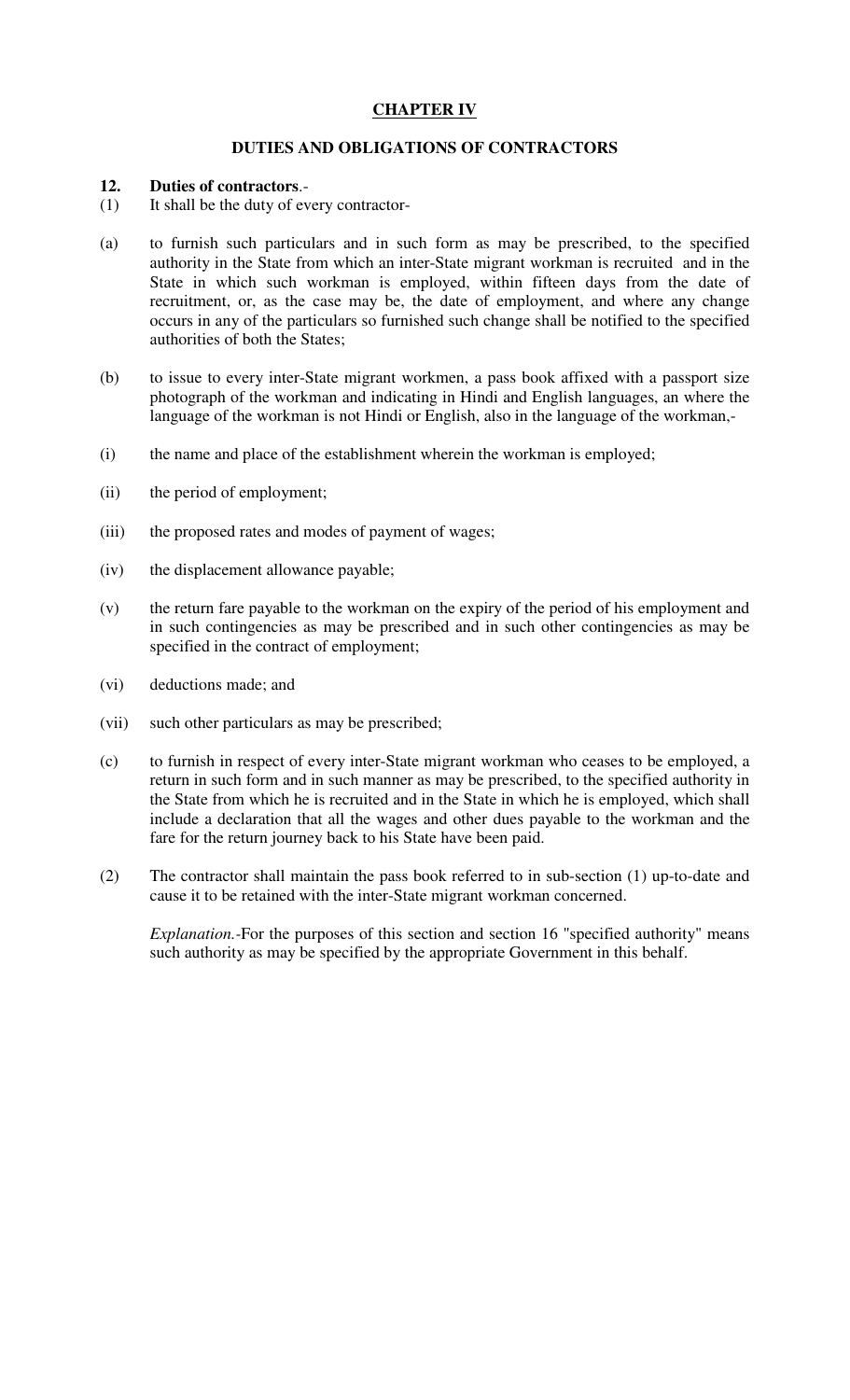## CHAPTER IV

### DUTIES AND OBLIGATIONS OF CONTRACTORS

**12. Duties of contractors**.-

(1) It shall be the duty of every contractor-

(a) to furnish such particulars and in such form as may be prescribed, to the specified authority in the State from which an inter-State migrant workman is recruited and in the State in which such workman is employed, within fifteen days from the date of recruitment, or, as the case may be, the date of employment, and where any change occurs in any of the particulars so furnished such change shall be notified to the specified authorities of both the States;

(b) to issue to every inter-State migrant workmen, a pass book affixed with a passport size photograph of the workman and indicating in Hindi and English languages, an where the language of the workman is not Hindi or English, also in the language of the workman,-

(i) the name and place of the establishment wherein the workman is employed;

(ii) the period of employment;

(iii) the proposed rates and modes of payment of wages;

(iv) the displacement allowance payable;

(v) the return fare payable to the workman on the expiry of the period of his employment and in such contingencies as may be prescribed and in such other contingencies as may be specified in the contract of employment;

(vi) deductions made; and

(vii) such other particulars as may be prescribed;

(c) to furnish in respect of every inter-State migrant workman who ceases to be employed, a return in such form and in such manner as may be prescribed, to the specified authority in the State from which he is recruited and in the State in which he is employed, which shall include a declaration that all the wages and other dues payable to the workman and the fare for the return journey back to his State have been paid.

(2) The contractor shall maintain the pass book referred to in sub-section (1) up-to-date and cause it to be retained with the inter-State migrant workman concerned.

*Explanation.*-For the purposes of this section and section 16 "specified authority" means such authority as may be specified by the appropriate Government in this behalf.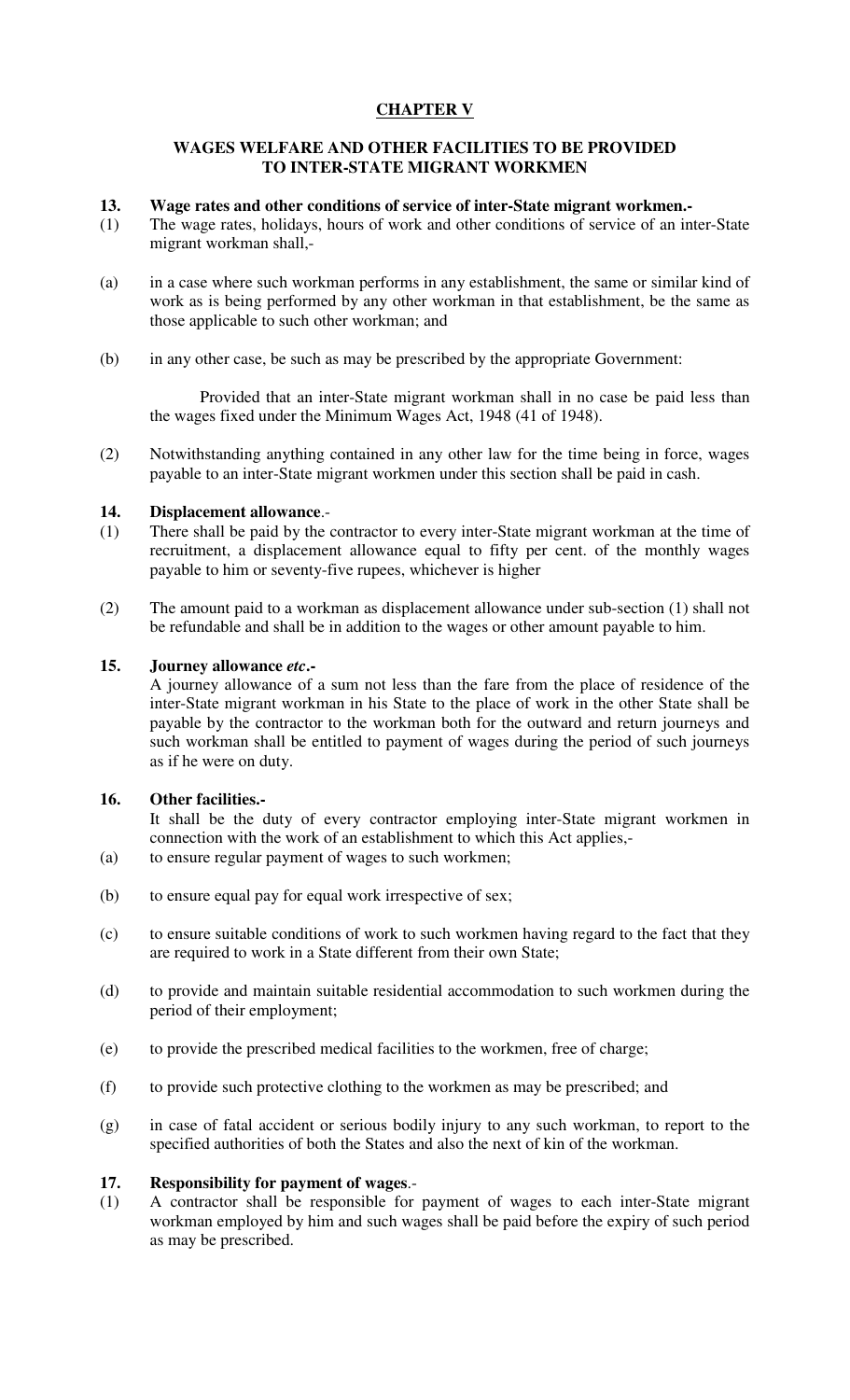## CHAPTER V

### WAGES WELFARE AND OTHER FACILITIES TO BE PROVIDED TO INTER-STATE MIGRANT WORKMEN

**13. Wage rates and other conditions of service of inter-State migrant workmen.-**

(1) The wage rates, holidays, hours of work and other conditions of service of an inter-State migrant workman shall,-

(a) in a case where such workman performs in any establishment, the same or similar kind of work as is being performed by any other workman in that establishment, be the same as those applicable to such other workman; and

(b) in any other case, be such as may be prescribed by the appropriate Government:

Provided that an inter-State migrant workman shall in no case be paid less than the wages fixed under the Minimum Wages Act, 1948 (41 of 1948).

(2) Notwithstanding anything contained in any other law for the time being in force, wages payable to an inter-State migrant workmen under this section shall be paid in cash.

**14. Displacement allowance.-**

(1) There shall be paid by the contractor to every inter-State migrant workman at the time of recruitment, a displacement allowance equal to fifty per cent. of the monthly wages payable to him or seventy-five rupees, whichever is higher

(2) The amount paid to a workman as displacement allowance under sub-section (1) shall not be refundable and shall be in addition to the wages or other amount payable to him.

**15. Journey allowance *etc*.-**

A journey allowance of a sum not less than the fare from the place of residence of the inter-State migrant workman in his State to the place of work in the other State shall be payable by the contractor to the workman both for the outward and return journeys and such workman shall be entitled to payment of wages during the period of such journeys as if he were on duty.

**16. Other facilities.-**

It shall be the duty of every contractor employing inter-State migrant workmen in connection with the work of an establishment to which this Act applies,-

(a) to ensure regular payment of wages to such workmen;

(b) to ensure equal pay for equal work irrespective of sex;

(c) to ensure suitable conditions of work to such workmen having regard to the fact that they are required to work in a State different from their own State;

(d) to provide and maintain suitable residential accommodation to such workmen during the period of their employment;

(e) to provide the prescribed medical facilities to the workmen, free of charge;

(f) to provide such protective clothing to the workmen as may be prescribed; and

(g) in case of fatal accident or serious bodily injury to any such workman, to report to the specified authorities of both the States and also the next of kin of the workman.

**17. Responsibility for payment of wages.-**

(1) A contractor shall be responsible for payment of wages to each inter-State migrant workman employed by him and such wages shall be paid before the expiry of such period as may be prescribed.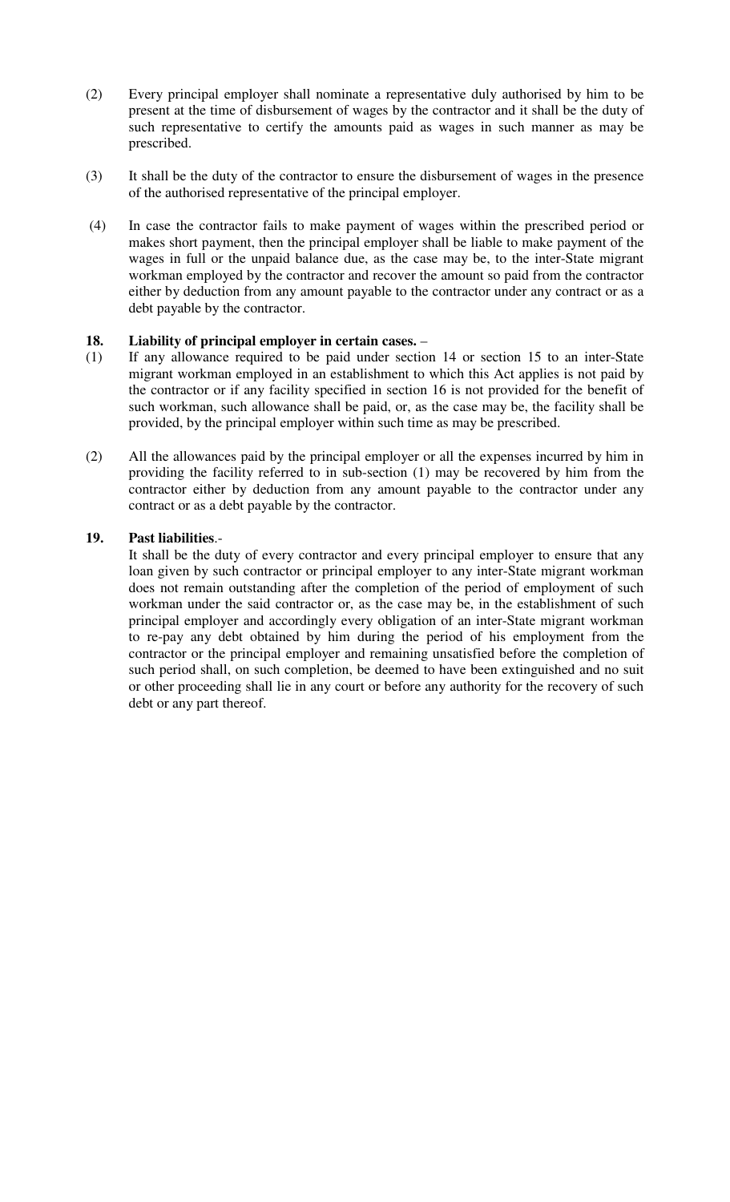(2) Every principal employer shall nominate a representative duly authorised by him to be present at the time of disbursement of wages by the contractor and it shall be the duty of such representative to certify the amounts paid as wages in such manner as may be prescribed.

(3) It shall be the duty of the contractor to ensure the disbursement of wages in the presence of the authorised representative of the principal employer.

(4) In case the contractor fails to make payment of wages within the prescribed period or makes short payment, then the principal employer shall be liable to make payment of the wages in full or the unpaid balance due, as the case may be, to the inter-State migrant workman employed by the contractor and recover the amount so paid from the contractor either by deduction from any amount payable to the contractor under any contract or as a debt payable by the contractor.

**18. Liability of principal employer in certain cases.** –

(1) If any allowance required to be paid under section 14 or section 15 to an inter-State migrant workman employed in an establishment to which this Act applies is not paid by the contractor or if any facility specified in section 16 is not provided for the benefit of such workman, such allowance shall be paid, or, as the case may be, the facility shall be provided, by the principal employer within such time as may be prescribed.

(2) All the allowances paid by the principal employer or all the expenses incurred by him in providing the facility referred to in sub-section (1) may be recovered by him from the contractor either by deduction from any amount payable to the contractor under any contract or as a debt payable by the contractor.

**19. Past liabilities**.-

It shall be the duty of every contractor and every principal employer to ensure that any loan given by such contractor or principal employer to any inter-State migrant workman does not remain outstanding after the completion of the period of employment of such workman under the said contractor or, as the case may be, in the establishment of such principal employer and accordingly every obligation of an inter-State migrant workman to re-pay any debt obtained by him during the period of his employment from the contractor or the principal employer and remaining unsatisfied before the completion of such period shall, on such completion, be deemed to have been extinguished and no suit or other proceeding shall lie in any court or before any authority for the recovery of such debt or any part thereof.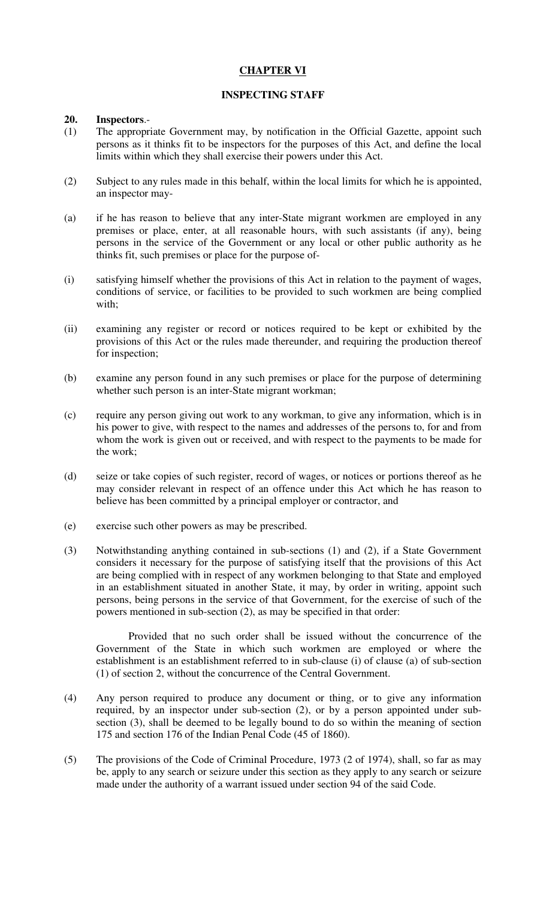## CHAPTER VI

### INSPECTING STAFF

**20. Inspectors**.-

(1) The appropriate Government may, by notification in the Official Gazette, appoint such persons as it thinks fit to be inspectors for the purposes of this Act, and define the local limits within which they shall exercise their powers under this Act.

(2) Subject to any rules made in this behalf, within the local limits for which he is appointed, an inspector may-

(a) if he has reason to believe that any inter-State migrant workmen are employed in any premises or place, enter, at all reasonable hours, with such assistants (if any), being persons in the service of the Government or any local or other public authority as he thinks fit, such premises or place for the purpose of-

(i) satisfying himself whether the provisions of this Act in relation to the payment of wages, conditions of service, or facilities to be provided to such workmen are being complied with;

(ii) examining any register or record or notices required to be kept or exhibited by the provisions of this Act or the rules made thereunder, and requiring the production thereof for inspection;

(b) examine any person found in any such premises or place for the purpose of determining whether such person is an inter-State migrant workman;

(c) require any person giving out work to any workman, to give any information, which is in his power to give, with respect to the names and addresses of the persons to, for and from whom the work is given out or received, and with respect to the payments to be made for the work;

(d) seize or take copies of such register, record of wages, or notices or portions thereof as he may consider relevant in respect of an offence under this Act which he has reason to believe has been committed by a principal employer or contractor, and

(e) exercise such other powers as may be prescribed.

(3) Notwithstanding anything contained in sub-sections (1) and (2), if a State Government considers it necessary for the purpose of satisfying itself that the provisions of this Act are being complied with in respect of any workmen belonging to that State and employed in an establishment situated in another State, it may, by order in writing, appoint such persons, being persons in the service of that Government, for the exercise of such of the powers mentioned in sub-section (2), as may be specified in that order:

Provided that no such order shall be issued without the concurrence of the Government of the State in which such workmen are employed or where the establishment is an establishment referred to in sub-clause (i) of clause (a) of sub-section (1) of section 2, without the concurrence of the Central Government.

(4) Any person required to produce any document or thing, or to give any information required, by an inspector under sub-section (2), or by a person appointed under sub-section (3), shall be deemed to be legally bound to do so within the meaning of section 175 and section 176 of the Indian Penal Code (45 of 1860).

(5) The provisions of the Code of Criminal Procedure, 1973 (2 of 1974), shall, so far as may be, apply to any search or seizure under this section as they apply to any search or seizure made under the authority of a warrant issued under section 94 of the said Code.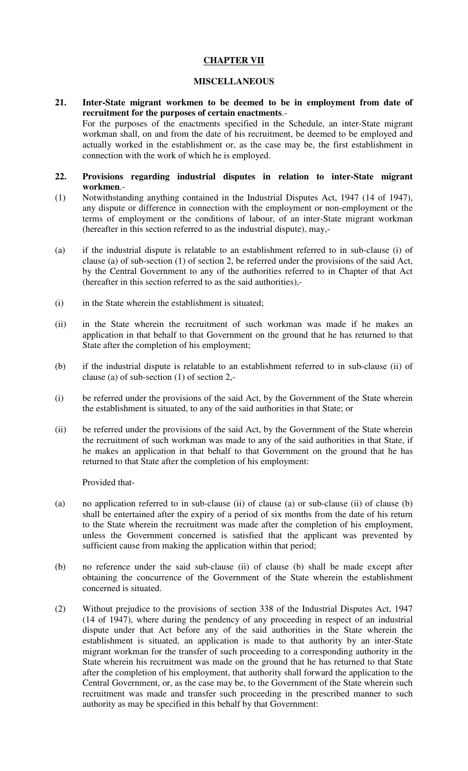## CHAPTER VII

### MISCELLANEOUS

**21. Inter-State migrant workmen to be deemed to be in employment from date of recruitment for the purposes of certain enactments**.-

For the purposes of the enactments specified in the Schedule, an inter-State migrant workman shall, on and from the date of his recruitment, be deemed to be employed and actually worked in the establishment or, as the case may be, the first establishment in connection with the work of which he is employed.

**22. Provisions regarding industrial disputes in relation to inter-State migrant workmen**.-

(1) Notwithstanding anything contained in the Industrial Disputes Act, 1947 (14 of 1947), any dispute or difference in connection with the employment or non-employment or the terms of employment or the conditions of labour, of an inter-State migrant workman (hereafter in this section referred to as the industrial dispute), may,-

(a) if the industrial dispute is relatable to an establishment referred to in sub-clause (i) of clause (a) of sub-section (1) of section 2, be referred under the provisions of the said Act, by the Central Government to any of the authorities referred to in Chapter of that Act (hereafter in this section referred to as the said authorities),-

(i) in the State wherein the establishment is situated;

(ii) in the State wherein the recruitment of such workman was made if he makes an application in that behalf to that Government on the ground that he has returned to that State after the completion of his employment;

(b) if the industrial dispute is relatable to an establishment referred to in sub-clause (ii) of clause (a) of sub-section (1) of section 2,-

(i) be referred under the provisions of the said Act, by the Government of the State wherein the establishment is situated, to any of the said authorities in that State; or

(ii) be referred under the provisions of the said Act, by the Government of the State wherein the recruitment of such workman was made to any of the said authorities in that State, if he makes an application in that behalf to that Government on the ground that he has returned to that State after the completion of his employment:

Provided that-

(a) no application referred to in sub-clause (ii) of clause (a) or sub-clause (ii) of clause (b) shall be entertained after the expiry of a period of six months from the date of his return to the State wherein the recruitment was made after the completion of his employment, unless the Government concerned is satisfied that the applicant was prevented by sufficient cause from making the application within that period;

(b) no reference under the said sub-clause (ii) of clause (b) shall be made except after obtaining the concurrence of the Government of the State wherein the establishment concerned is situated.

(2) Without prejudice to the provisions of section 338 of the Industrial Disputes Act, 1947 (14 of 1947), where during the pendency of any proceeding in respect of an industrial dispute under that Act before any of the said authorities in the State wherein the establishment is situated, an application is made to that authority by an inter-State migrant workman for the transfer of such proceeding to a corresponding authority in the State wherein his recruitment was made on the ground that he has returned to that State after the completion of his employment, that authority shall forward the application to the Central Government, or, as the case may be, to the Government of the State wherein such recruitment was made and transfer such proceeding in the prescribed manner to such authority as may be specified in this behalf by that Government: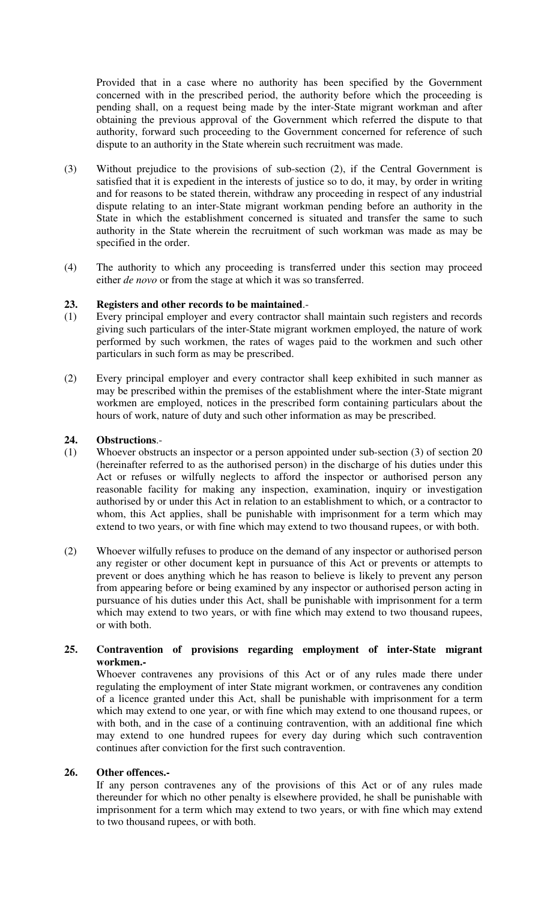Provided that in a case where no authority has been specified by the Government concerned with in the prescribed period, the authority before which the proceeding is pending shall, on a request being made by the inter-State migrant workman and after obtaining the previous approval of the Government which referred the dispute to that authority, forward such proceeding to the Government concerned for reference of such dispute to an authority in the State wherein such recruitment was made.

(3) Without prejudice to the provisions of sub-section (2), if the Central Government is satisfied that it is expedient in the interests of justice so to do, it may, by order in writing and for reasons to be stated therein, withdraw any proceeding in respect of any industrial dispute relating to an inter-State migrant workman pending before an authority in the State in which the establishment concerned is situated and transfer the same to such authority in the State wherein the recruitment of such workman was made as may be specified in the order.

(4) The authority to which any proceeding is transferred under this section may proceed either *de novo* or from the stage at which it was so transferred.

**23. Registers and other records to be maintained.**-

(1) Every principal employer and every contractor shall maintain such registers and records giving such particulars of the inter-State migrant workmen employed, the nature of work performed by such workmen, the rates of wages paid to the workmen and such other particulars in such form as may be prescribed.

(2) Every principal employer and every contractor shall keep exhibited in such manner as may be prescribed within the premises of the establishment where the inter-State migrant workmen are employed, notices in the prescribed form containing particulars about the hours of work, nature of duty and such other information as may be prescribed.

**24. Obstructions.**-

(1) Whoever obstructs an inspector or a person appointed under sub-section (3) of section 20 (hereinafter referred to as the authorised person) in the discharge of his duties under this Act or refuses or wilfully neglects to afford the inspector or authorised person any reasonable facility for making any inspection, examination, inquiry or investigation authorised by or under this Act in relation to an establishment to which, or a contractor to whom, this Act applies, shall be punishable with imprisonment for a term which may extend to two years, or with fine which may extend to two thousand rupees, or with both.

(2) Whoever wilfully refuses to produce on the demand of any inspector or authorised person any register or other document kept in pursuance of this Act or prevents or attempts to prevent or does anything which he has reason to believe is likely to prevent any person from appearing before or being examined by any inspector or authorised person acting in pursuance of his duties under this Act, shall be punishable with imprisonment for a term which may extend to two years, or with fine which may extend to two thousand rupees, or with both.

**25. Contravention of provisions regarding employment of inter-State migrant workmen.-**

Whoever contravenes any provisions of this Act or of any rules made there under regulating the employment of inter State migrant workmen, or contravenes any condition of a licence granted under this Act, shall be punishable with imprisonment for a term which may extend to one year, or with fine which may extend to one thousand rupees, or with both, and in the case of a continuing contravention, with an additional fine which may extend to one hundred rupees for every day during which such contravention continues after conviction for the first such contravention.

**26. Other offences.-**

If any person contravenes any of the provisions of this Act or of any rules made thereunder for which no other penalty is elsewhere provided, he shall be punishable with imprisonment for a term which may extend to two years, or with fine which may extend to two thousand rupees, or with both.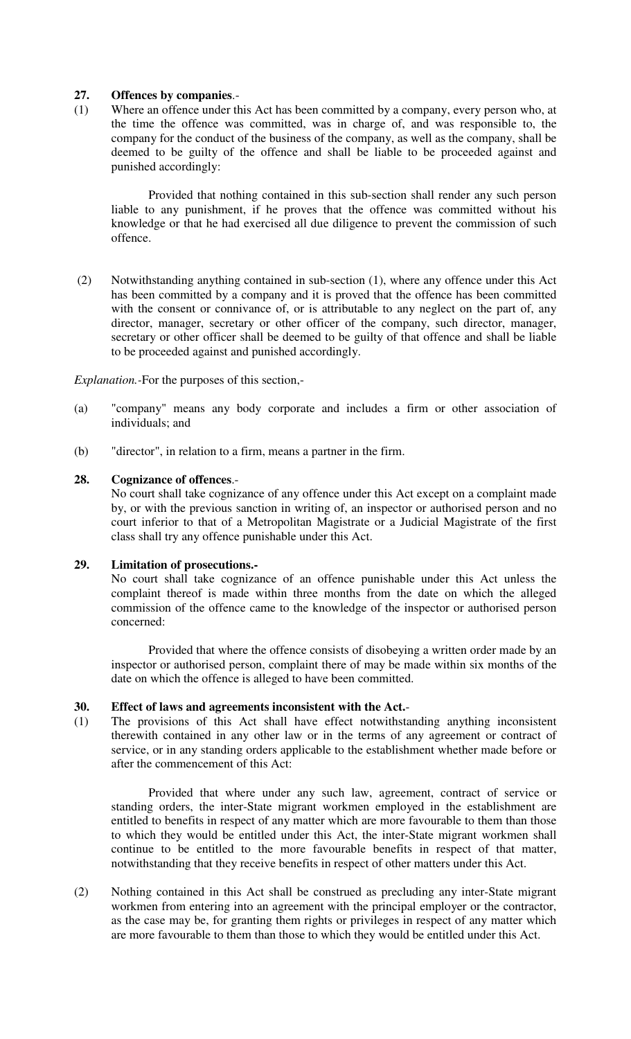**27. Offences by companies**.-

(1) Where an offence under this Act has been committed by a company, every person who, at the time the offence was committed, was in charge of, and was responsible to, the company for the conduct of the business of the company, as well as the company, shall be deemed to be guilty of the offence and shall be liable to be proceeded against and punished accordingly:

Provided that nothing contained in this sub-section shall render any such person liable to any punishment, if he proves that the offence was committed without his knowledge or that he had exercised all due diligence to prevent the commission of such offence.

(2) Notwithstanding anything contained in sub-section (1), where any offence under this Act has been committed by a company and it is proved that the offence has been committed with the consent or connivance of, or is attributable to any neglect on the part of, any director, manager, secretary or other officer of the company, such director, manager, secretary or other officer shall be deemed to be guilty of that offence and shall be liable to be proceeded against and punished accordingly.

*Explanation.*-For the purposes of this section,-

(a) "company" means any body corporate and includes a firm or other association of individuals; and

(b) "director", in relation to a firm, means a partner in the firm.

**28. Cognizance of offences**.-

No court shall take cognizance of any offence under this Act except on a complaint made by, or with the previous sanction in writing of, an inspector or authorised person and no court inferior to that of a Metropolitan Magistrate or a Judicial Magistrate of the first class shall try any offence punishable under this Act.

**29. Limitation of prosecutions.-**

No court shall take cognizance of an offence punishable under this Act unless the complaint thereof is made within three months from the date on which the alleged commission of the offence came to the knowledge of the inspector or authorised person concerned:

Provided that where the offence consists of disobeying a written order made by an inspector or authorised person, complaint there of may be made within six months of the date on which the offence is alleged to have been committed.

**30. Effect of laws and agreements inconsistent with the Act.**-

(1) The provisions of this Act shall have effect notwithstanding anything inconsistent therewith contained in any other law or in the terms of any agreement or contract of service, or in any standing orders applicable to the establishment whether made before or after the commencement of this Act:

Provided that where under any such law, agreement, contract of service or standing orders, the inter-State migrant workmen employed in the establishment are entitled to benefits in respect of any matter which are more favourable to them than those to which they would be entitled under this Act, the inter-State migrant workmen shall continue to be entitled to the more favourable benefits in respect of that matter, notwithstanding that they receive benefits in respect of other matters under this Act.

(2) Nothing contained in this Act shall be construed as precluding any inter-State migrant workmen from entering into an agreement with the principal employer or the contractor, as the case may be, for granting them rights or privileges in respect of any matter which are more favourable to them than those to which they would be entitled under this Act.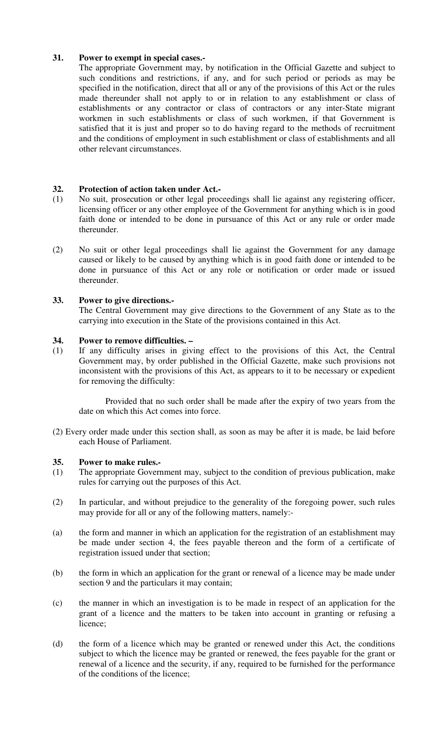**31. Power to exempt in special cases.-**

The appropriate Government may, by notification in the Official Gazette and subject to such conditions and restrictions, if any, and for such period or periods as may be specified in the notification, direct that all or any of the provisions of this Act or the rules made thereunder shall not apply to or in relation to any establishment or class of establishments or any contractor or class of contractors or any inter-State migrant workmen in such establishments or class of such workmen, if that Government is satisfied that it is just and proper so to do having regard to the methods of recruitment and the conditions of employment in such establishment or class of establishments and all other relevant circumstances.

**32. Protection of action taken under Act.-**

(1) No suit, prosecution or other legal proceedings shall lie against any registering officer, licensing officer or any other employee of the Government for anything which is in good faith done or intended to be done in pursuance of this Act or any rule or order made thereunder.

(2) No suit or other legal proceedings shall lie against the Government for any damage caused or likely to be caused by anything which is in good faith done or intended to be done in pursuance of this Act or any role or notification or order made or issued thereunder.

**33. Power to give directions.-**

The Central Government may give directions to the Government of any State as to the carrying into execution in the State of the provisions contained in this Act.

**34. Power to remove difficulties. –**

(1) If any difficulty arises in giving effect to the provisions of this Act, the Central Government may, by order published in the Official Gazette, make such provisions not inconsistent with the provisions of this Act, as appears to it to be necessary or expedient for removing the difficulty:

Provided that no such order shall be made after the expiry of two years from the date on which this Act comes into force.

(2) Every order made under this section shall, as soon as may be after it is made, be laid before each House of Parliament.

**35. Power to make rules.-**

(1) The appropriate Government may, subject to the condition of previous publication, make rules for carrying out the purposes of this Act.

(2) In particular, and without prejudice to the generality of the foregoing power, such rules may provide for all or any of the following matters, namely:-

(a) the form and manner in which an application for the registration of an establishment may be made under section 4, the fees payable thereon and the form of a certificate of registration issued under that section;

(b) the form in which an application for the grant or renewal of a licence may be made under section 9 and the particulars it may contain;

(c) the manner in which an investigation is to be made in respect of an application for the grant of a licence and the matters to be taken into account in granting or refusing a licence;

(d) the form of a licence which may be granted or renewed under this Act, the conditions subject to which the licence may be granted or renewed, the fees payable for the grant or renewal of a licence and the security, if any, required to be furnished for the performance of the conditions of the licence;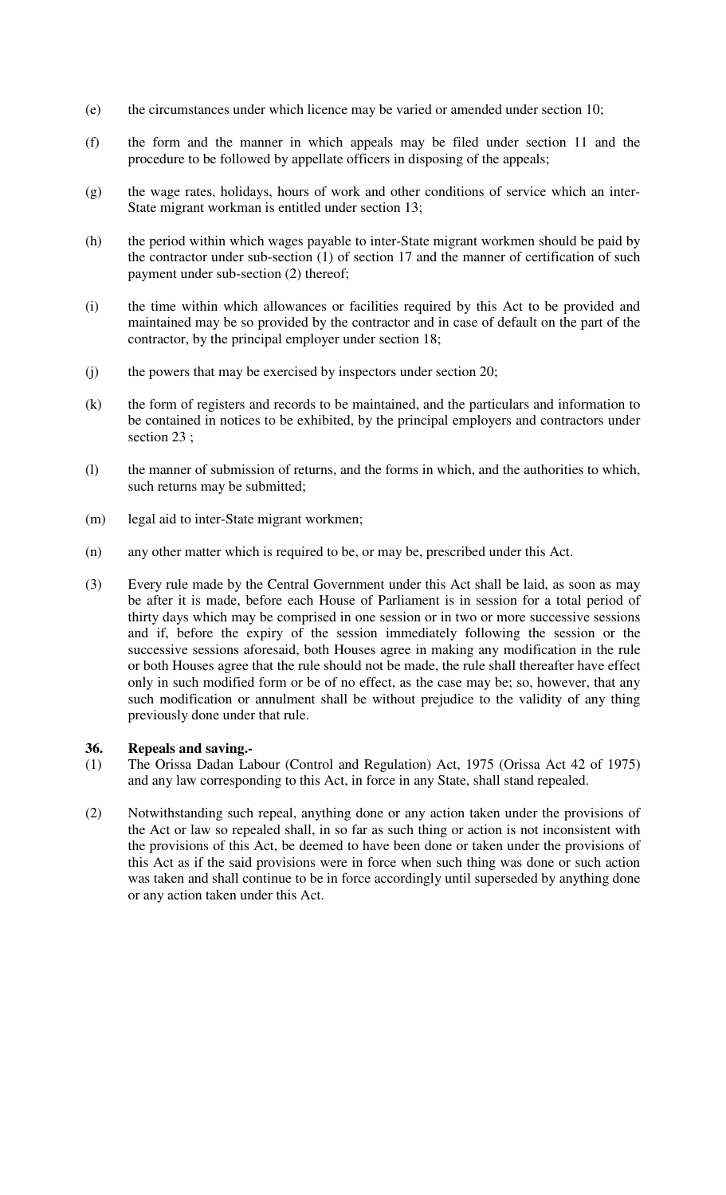(e) the circumstances under which licence may be varied or amended under section 10;

(f) the form and the manner in which appeals may be filed under section 11 and the procedure to be followed by appellate officers in disposing of the appeals;

(g) the wage rates, holidays, hours of work and other conditions of service which an inter-State migrant workman is entitled under section 13;

(h) the period within which wages payable to inter-State migrant workmen should be paid by the contractor under sub-section (1) of section 17 and the manner of certification of such payment under sub-section (2) thereof;

(i) the time within which allowances or facilities required by this Act to be provided and maintained may be so provided by the contractor and in case of default on the part of the contractor, by the principal employer under section 18;

(j) the powers that may be exercised by inspectors under section 20;

(k) the form of registers and records to be maintained, and the particulars and information to be contained in notices to be exhibited, by the principal employers and contractors under section 23 ;

(l) the manner of submission of returns, and the forms in which, and the authorities to which, such returns may be submitted;

(m) legal aid to inter-State migrant workmen;

(n) any other matter which is required to be, or may be, prescribed under this Act.

(3) Every rule made by the Central Government under this Act shall be laid, as soon as may be after it is made, before each House of Parliament is in session for a total period of thirty days which may be comprised in one session or in two or more successive sessions and if, before the expiry of the session immediately following the session or the successive sessions aforesaid, both Houses agree in making any modification in the rule or both Houses agree that the rule should not be made, the rule shall thereafter have effect only in such modified form or be of no effect, as the case may be; so, however, that any such modification or annulment shall be without prejudice to the validity of any thing previously done under that rule.

**36. Repeals and saving.-**

(1) The Orissa Dadan Labour (Control and Regulation) Act, 1975 (Orissa Act 42 of 1975) and any law corresponding to this Act, in force in any State, shall stand repealed.

(2) Notwithstanding such repeal, anything done or any action taken under the provisions of the Act or law so repealed shall, in so far as such thing or action is not inconsistent with the provisions of this Act, be deemed to have been done or taken under the provisions of this Act as if the said provisions were in force when such thing was done or such action was taken and shall continue to be in force accordingly until superseded by anything done or any action taken under this Act.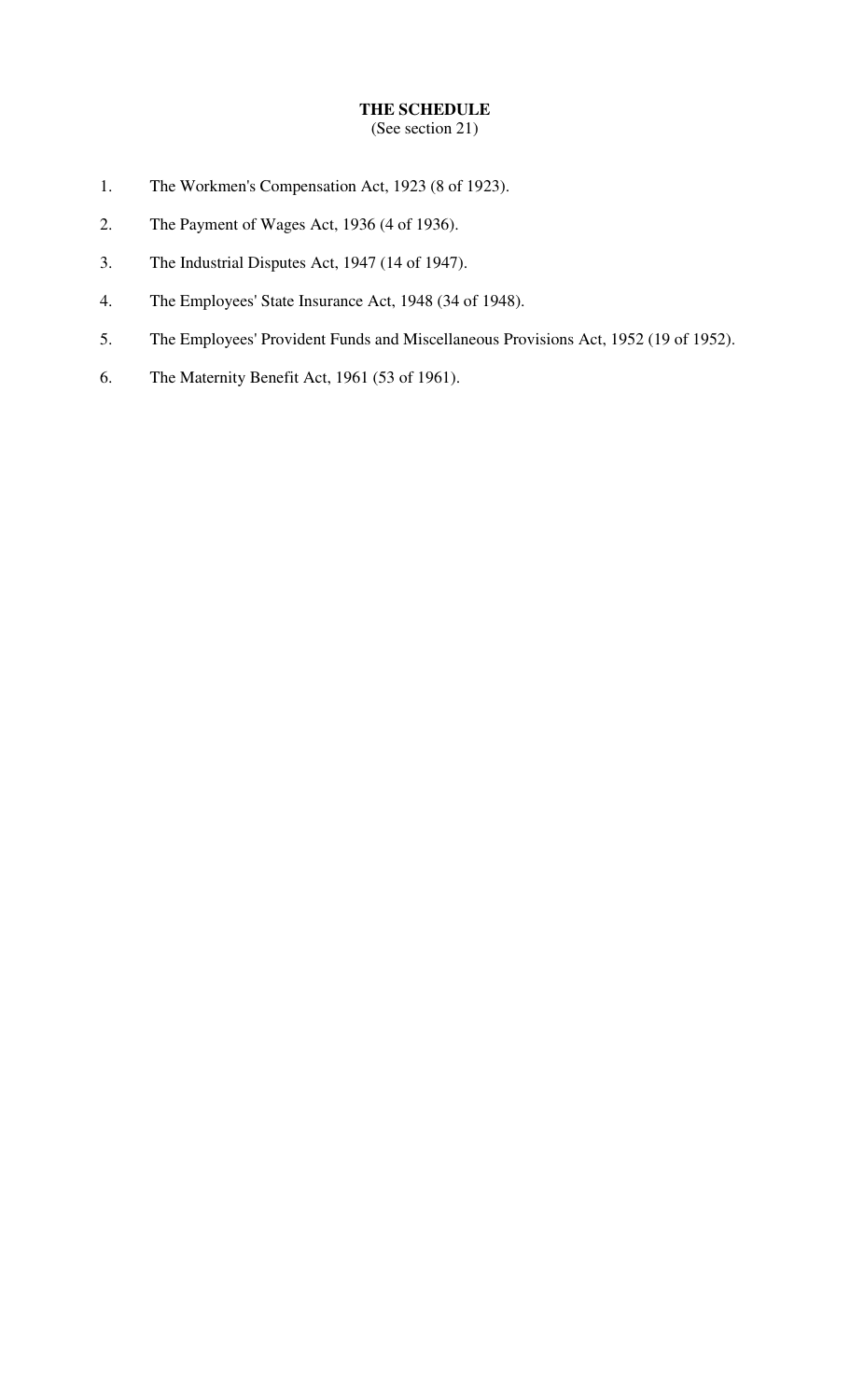# THE SCHEDULE

(See section 21)

1. The Workmen's Compensation Act, 1923 (8 of 1923).
2. The Payment of Wages Act, 1936 (4 of 1936).
3. The Industrial Disputes Act, 1947 (14 of 1947).
4. The Employees' State Insurance Act, 1948 (34 of 1948).
5. The Employees' Provident Funds and Miscellaneous Provisions Act, 1952 (19 of 1952).
6. The Maternity Benefit Act, 1961 (53 of 1961).